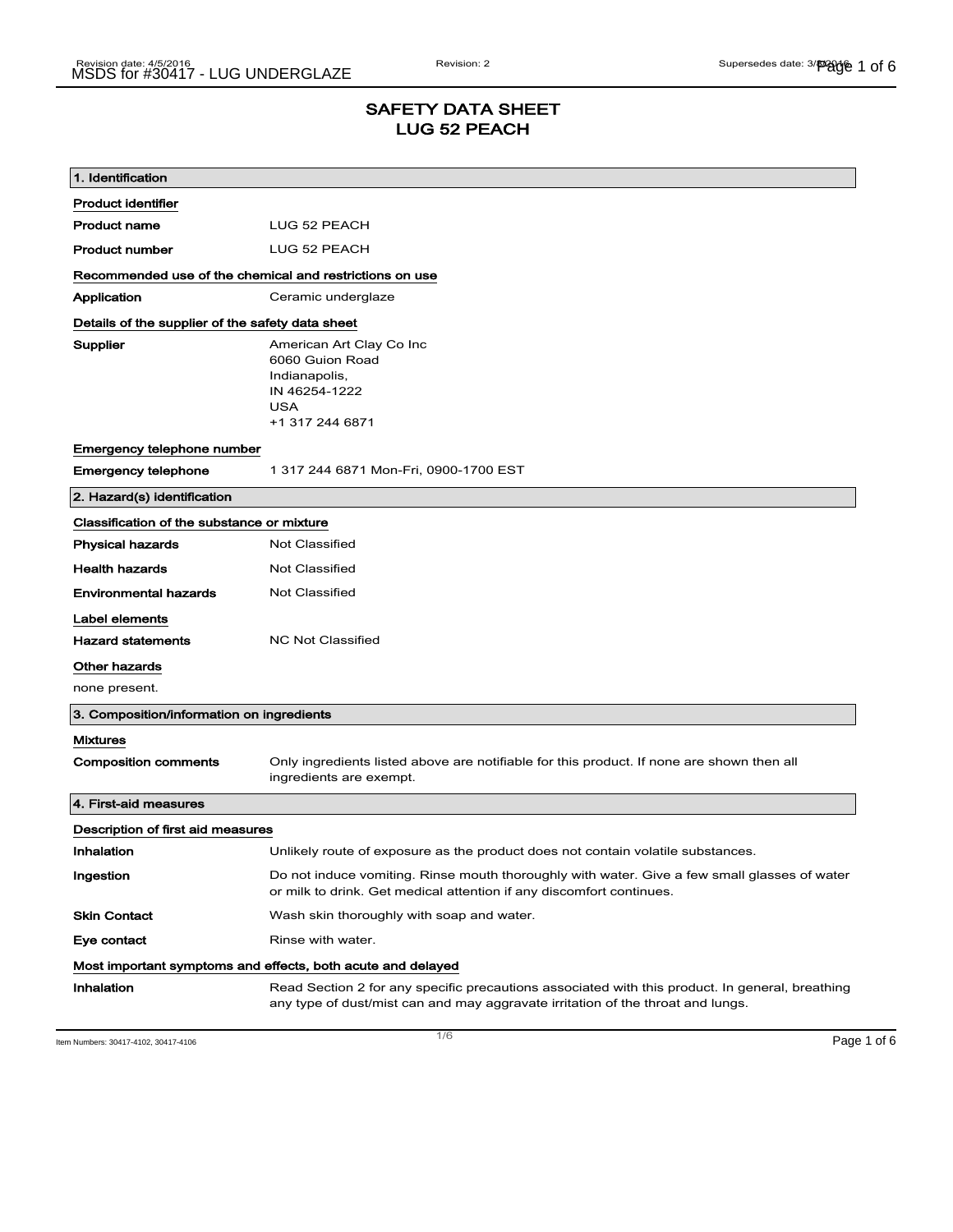# SAFETY DATA SHEET
# LUG 52 PEACH

## 1. Identification

**Product identifier**

| | |
|---|---|
| **Product name** | LUG 52 PEACH |
| **Product number** | LUG 52 PEACH |

**Recommended use of the chemical and restrictions on use**

| | |
|---|---|
| **Application** | Ceramic underglaze |

**Details of the supplier of the safety data sheet**

| | |
|---|---|
| **Supplier** | American Art Clay Co Inc<br>6060 Guion Road<br>Indianapolis,<br>IN 46254-1222<br>USA<br>+1 317 244 6871 |

**Emergency telephone number**

| | |
|---|---|
| **Emergency telephone** | 1 317 244 6871 Mon-Fri, 0900-1700 EST |

## 2. Hazard(s) identification

**Classification of the substance or mixture**

| | |
|---|---|
| **Physical hazards** | Not Classified |
| **Health hazards** | Not Classified |
| **Environmental hazards** | Not Classified |

**Label elements**

| | |
|---|---|
| **Hazard statements** | NC Not Classified |

**Other hazards**

none present.

## 3. Composition/information on ingredients

**Mixtures**

| | |
|---|---|
| **Composition comments** | Only ingredients listed above are notifiable for this product. If none are shown then all ingredients are exempt. |

## 4. First-aid measures

**Description of first aid measures**

| | |
|---|---|
| **Inhalation** | Unlikely route of exposure as the product does not contain volatile substances. |
| **Ingestion** | Do not induce vomiting. Rinse mouth thoroughly with water. Give a few small glasses of water or milk to drink. Get medical attention if any discomfort continues. |
| **Skin Contact** | Wash skin thoroughly with soap and water. |
| **Eye contact** | Rinse with water. |

**Most important symptoms and effects, both acute and delayed**

| | |
|---|---|
| **Inhalation** | Read Section 2 for any specific precautions associated with this product. In general, breathing any type of dust/mist can and may aggravate irritation of the throat and lungs. |

Item Numbers: 30417-4102, 30417-4106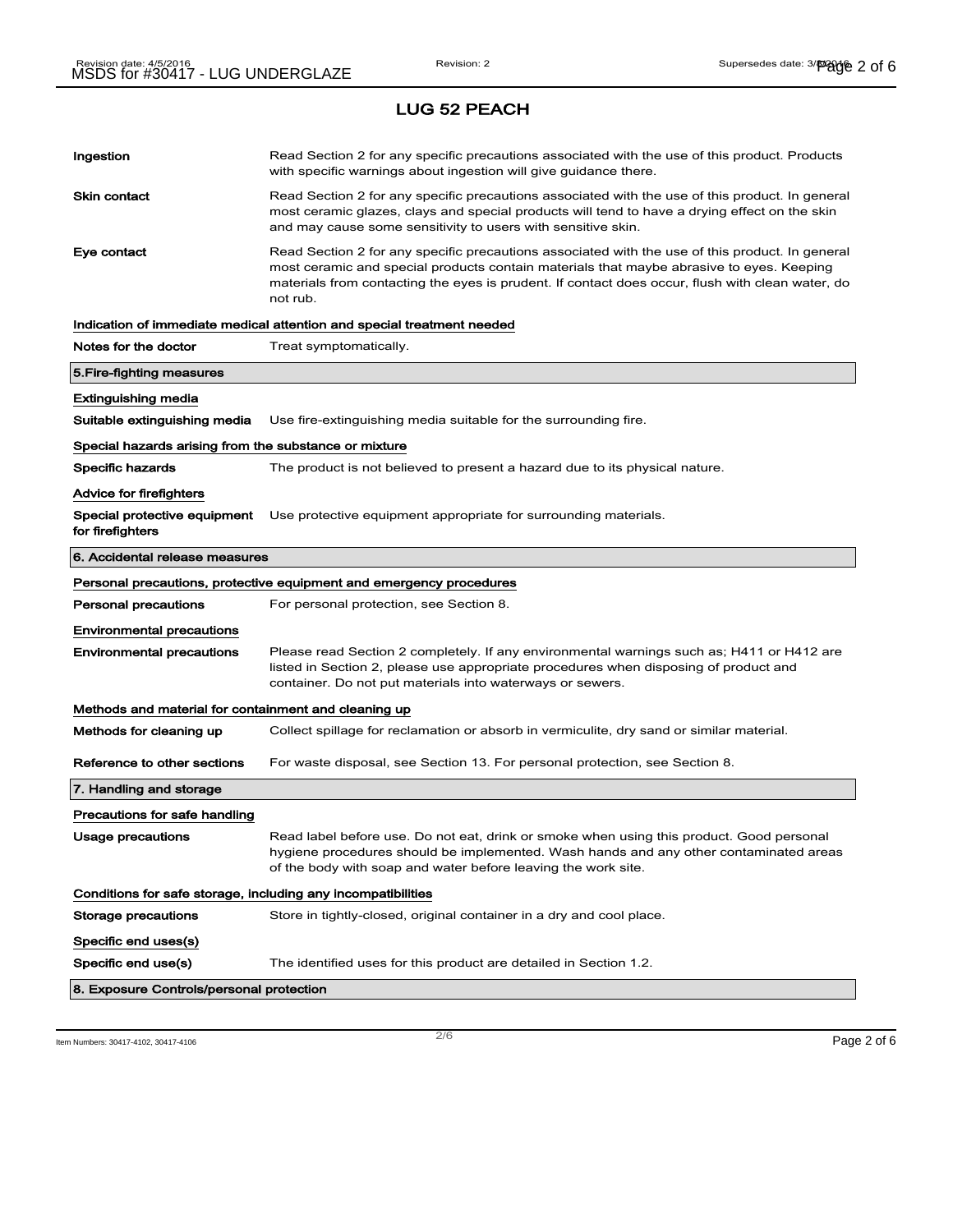# LUG 52 PEACH

**Ingestion** Read Section 2 for any specific precautions associated with the use of this product. Products with specific warnings about ingestion will give guidance there.

**Skin contact** Read Section 2 for any specific precautions associated with the use of this product. In general most ceramic glazes, clays and special products will tend to have a drying effect on the skin and may cause some sensitivity to users with sensitive skin.

**Eye contact** Read Section 2 for any specific precautions associated with the use of this product. In general most ceramic and special products contain materials that maybe abrasive to eyes. Keeping materials from contacting the eyes is prudent. If contact does occur, flush with clean water, do not rub.

### Indication of immediate medical attention and special treatment needed

**Notes for the doctor** Treat symptomatically.

## 5.Fire-fighting measures

### Extinguishing media

**Suitable extinguishing media** Use fire-extinguishing media suitable for the surrounding fire.

### Special hazards arising from the substance or mixture

**Specific hazards** The product is not believed to present a hazard due to its physical nature.

### Advice for firefighters

**Special protective equipment for firefighters** Use protective equipment appropriate for surrounding materials.

## 6. Accidental release measures

### Personal precautions, protective equipment and emergency procedures

**Personal precautions** For personal protection, see Section 8.

### Environmental precautions

**Environmental precautions** Please read Section 2 completely. If any environmental warnings such as; H411 or H412 are listed in Section 2, please use appropriate procedures when disposing of product and container. Do not put materials into waterways or sewers.

### Methods and material for containment and cleaning up

**Methods for cleaning up** Collect spillage for reclamation or absorb in vermiculite, dry sand or similar material.

**Reference to other sections** For waste disposal, see Section 13. For personal protection, see Section 8.

## 7. Handling and storage

### Precautions for safe handling

**Usage precautions** Read label before use. Do not eat, drink or smoke when using this product. Good personal hygiene procedures should be implemented. Wash hands and any other contaminated areas of the body with soap and water before leaving the work site.

### Conditions for safe storage, including any incompatibilities

**Storage precautions** Store in tightly-closed, original container in a dry and cool place.

### Specific end uses(s)

**Specific end use(s)** The identified uses for this product are detailed in Section 1.2.

## 8. Exposure Controls/personal protection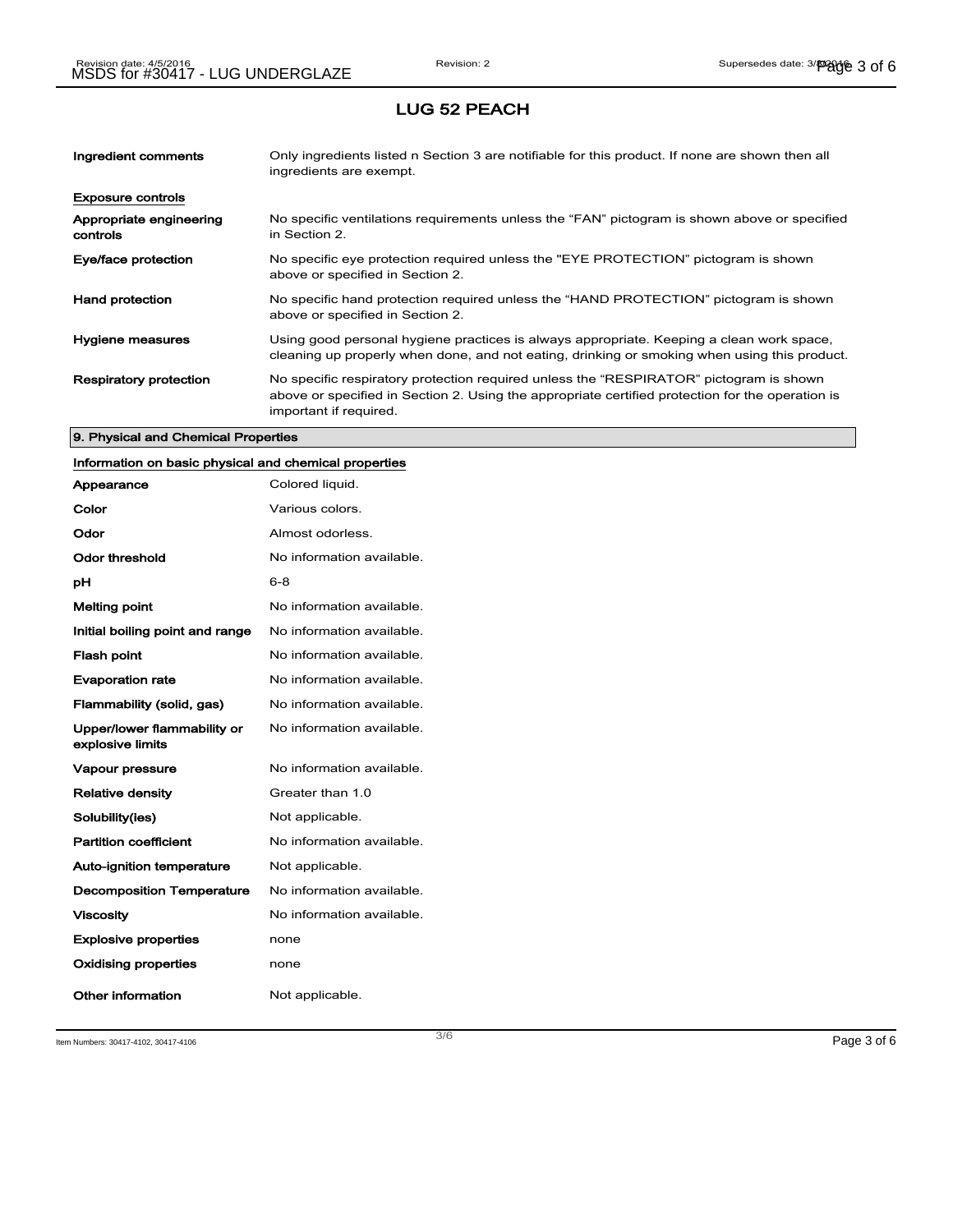## LUG 52 PEACH

| | |
|---|---|
| **Ingredient comments** | Only ingredients listed n Section 3 are notifiable for this product. If none are shown then all ingredients are exempt. |

**Exposure controls**

| | |
|---|---|
| **Appropriate engineering controls** | No specific ventilations requirements unless the "FAN" pictogram is shown above or specified in Section 2. |
| **Eye/face protection** | No specific eye protection required unless the "EYE PROTECTION" pictogram is shown above or specified in Section 2. |
| **Hand protection** | No specific hand protection required unless the "HAND PROTECTION" pictogram is shown above or specified in Section 2. |
| **Hygiene measures** | Using good personal hygiene practices is always appropriate. Keeping a clean work space, cleaning up properly when done, and not eating, drinking or smoking when using this product. |
| **Respiratory protection** | No specific respiratory protection required unless the "RESPIRATOR" pictogram is shown above or specified in Section 2. Using the appropriate certified protection for the operation is important if required. |

### 9. Physical and Chemical Properties

**Information on basic physical and chemical properties**

| | |
|---|---|
| **Appearance** | Colored liquid. |
| **Color** | Various colors. |
| **Odor** | Almost odorless. |
| **Odor threshold** | No information available. |
| **pH** | 6-8 |
| **Melting point** | No information available. |
| **Initial boiling point and range** | No information available. |
| **Flash point** | No information available. |
| **Evaporation rate** | No information available. |
| **Flammability (solid, gas)** | No information available. |
| **Upper/lower flammability or explosive limits** | No information available. |
| **Vapour pressure** | No information available. |
| **Relative density** | Greater than 1.0 |
| **Solubility(ies)** | Not applicable. |
| **Partition coefficient** | No information available. |
| **Auto-ignition temperature** | Not applicable. |
| **Decomposition Temperature** | No information available. |
| **Viscosity** | No information available. |
| **Explosive properties** | none |
| **Oxidising properties** | none |
| **Other information** | Not applicable. |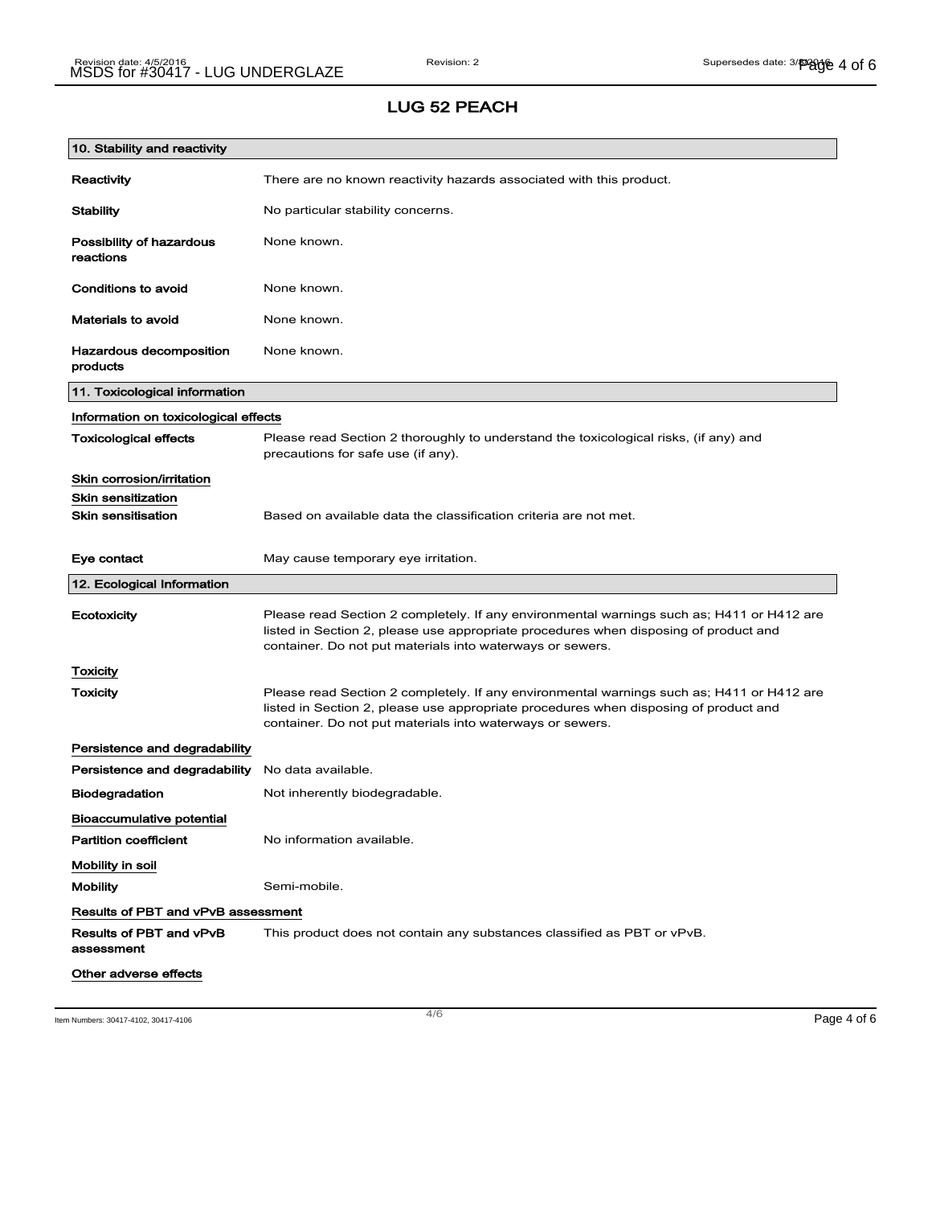# LUG 52 PEACH

## 10. Stability and reactivity

| | |
|---|---|
| **Reactivity** | There are no known reactivity hazards associated with this product. |
| **Stability** | No particular stability concerns. |
| **Possibility of hazardous reactions** | None known. |
| **Conditions to avoid** | None known. |
| **Materials to avoid** | None known. |
| **Hazardous decomposition products** | None known. |

## 11. Toxicological information

**Information on toxicological effects**

| | |
|---|---|
| **Toxicological effects** | Please read Section 2 thoroughly to understand the toxicological risks, (if any) and precautions for safe use (if any). |

**Skin corrosion/irritation**

**Skin sensitization**

| | |
|---|---|
| **Skin sensitisation** | Based on available data the classification criteria are not met. |
| **Eye contact** | May cause temporary eye irritation. |

## 12. Ecological Information

| | |
|---|---|
| **Ecotoxicity** | Please read Section 2 completely. If any environmental warnings such as; H411 or H412 are listed in Section 2, please use appropriate procedures when disposing of product and container. Do not put materials into waterways or sewers. |

**Toxicity**

| | |
|---|---|
| **Toxicity** | Please read Section 2 completely. If any environmental warnings such as; H411 or H412 are listed in Section 2, please use appropriate procedures when disposing of product and container. Do not put materials into waterways or sewers. |

**Persistence and degradability**

| | |
|---|---|
| **Persistence and degradability** | No data available. |
| **Biodegradation** | Not inherently biodegradable. |

**Bioaccumulative potential**

| | |
|---|---|
| **Partition coefficient** | No information available. |

**Mobility in soil**

| | |
|---|---|
| **Mobility** | Semi-mobile. |

**Results of PBT and vPvB assessment**

| | |
|---|---|
| **Results of PBT and vPvB assessment** | This product does not contain any substances classified as PBT or vPvB. |

**Other adverse effects**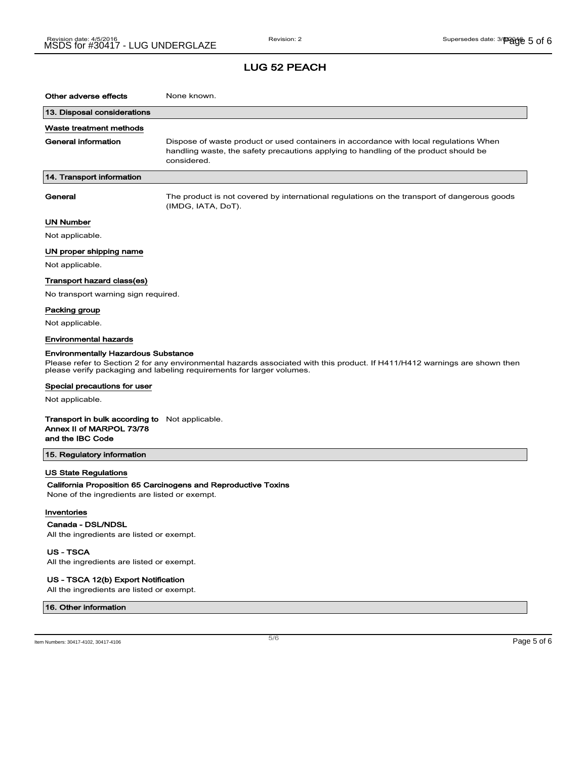# LUG 52 PEACH

**Other adverse effects** None known.

## 13. Disposal considerations

### Waste treatment methods

**General information** Dispose of waste product or used containers in accordance with local regulations When handling waste, the safety precautions applying to handling of the product should be considered.

## 14. Transport information

**General** The product is not covered by international regulations on the transport of dangerous goods (IMDG, IATA, DoT).

### UN Number

Not applicable.

### UN proper shipping name

Not applicable.

### Transport hazard class(es)

No transport warning sign required.

### Packing group

Not applicable.

### Environmental hazards

**Environmentally Hazardous Substance**

Please refer to Section 2 for any environmental hazards associated with this product. If H411/H412 warnings are shown then please verify packaging and labeling requirements for larger volumes.

### Special precautions for user

Not applicable.

**Transport in bulk according to Annex II of MARPOL 73/78 and the IBC Code** Not applicable.

## 15. Regulatory information

### US State Regulations

**California Proposition 65 Carcinogens and Reproductive Toxins**

None of the ingredients are listed or exempt.

### Inventories

**Canada - DSL/NDSL**

All the ingredients are listed or exempt.

**US - TSCA**

All the ingredients are listed or exempt.

**US - TSCA 12(b) Export Notification**

All the ingredients are listed or exempt.

## 16. Other information

Item Numbers: 30417-4102, 30417-4106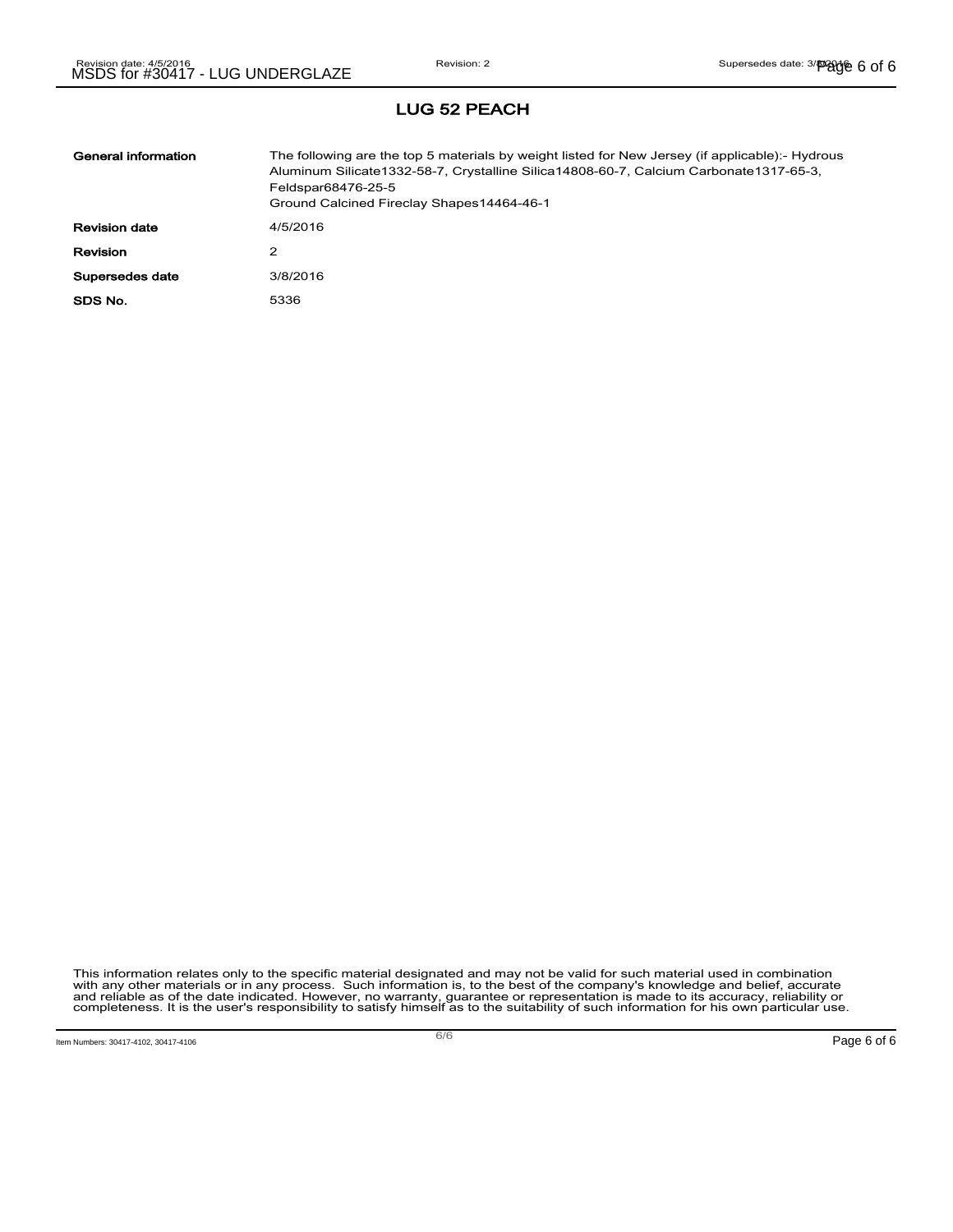# LUG 52 PEACH

| | |
|---|---|
| **General information** | The following are the top 5 materials by weight listed for New Jersey (if applicable):- Hydrous Aluminum Silicate1332-58-7, Crystalline Silica14808-60-7, Calcium Carbonate1317-65-3, Feldspar68476-25-5<br>Ground Calcined Fireclay Shapes14464-46-1 |
| **Revision date** | 4/5/2016 |
| **Revision** | 2 |
| **Supersedes date** | 3/8/2016 |
| **SDS No.** | 5336 |

This information relates only to the specific material designated and may not be valid for such material used in combination with any other materials or in any process. Such information is, to the best of the company's knowledge and belief, accurate and reliable as of the date indicated. However, no warranty, guarantee or representation is made to its accuracy, reliability or completeness. It is the user's responsibility to satisfy himself as to the suitability of such information for his own particular use.

Item Numbers: 30417-4102, 30417-4106